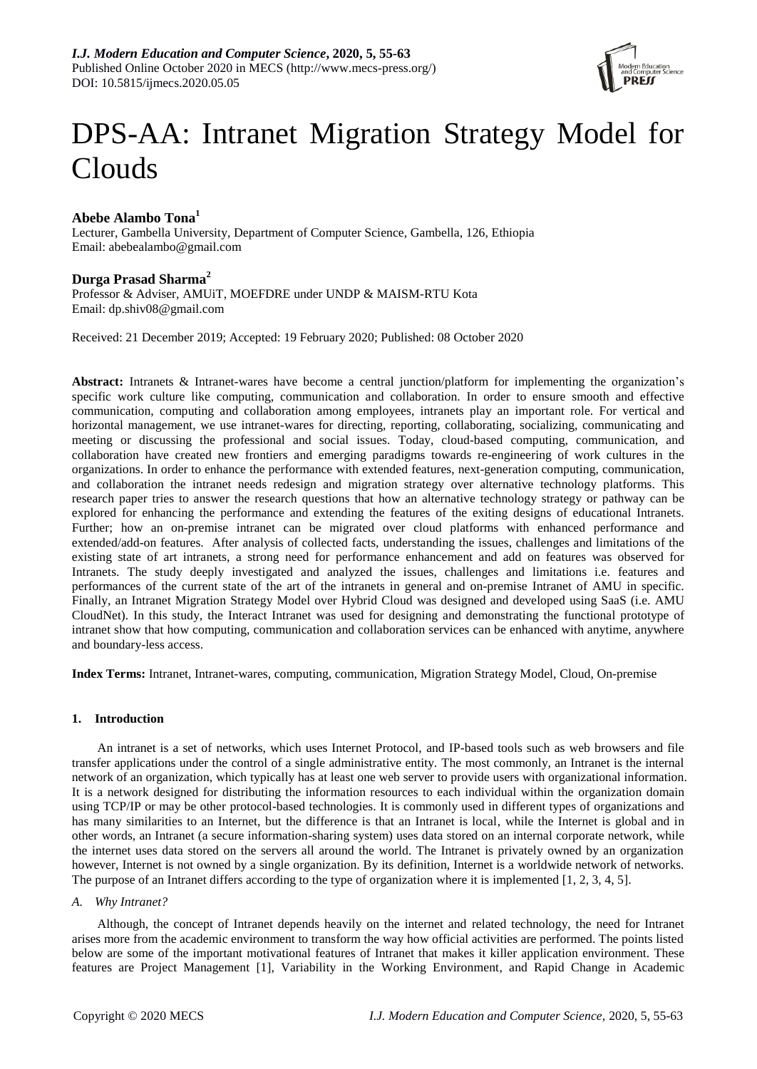# DPS-AA: Intranet Migration Strategy Model for Clouds

**Abebe Alambo Tona**[1]
Lecturer, Gambella University, Department of Computer Science, Gambella, 126, Ethiopia
Email: abebealambo@gmail.com

**Durga Prasad Sharma**[2]
Professor & Adviser, AMUiT, MOEFDRE under UNDP & MAISM-RTU Kota
Email: dp.shiv08@gmail.com

Received: 21 December 2019; Accepted: 19 February 2020; Published: 08 October 2020

**Abstract:** Intranets & Intranet-wares have become a central junction/platform for implementing the organization's specific work culture like computing, communication and collaboration. In order to ensure smooth and effective communication, computing and collaboration among employees, intranets play an important role. For vertical and horizontal management, we use intranet-wares for directing, reporting, collaborating, socializing, communicating and meeting or discussing the professional and social issues. Today, cloud-based computing, communication, and collaboration have created new frontiers and emerging paradigms towards re-engineering of work cultures in the organizations. In order to enhance the performance with extended features, next-generation computing, communication, and collaboration the intranet needs redesign and migration strategy over alternative technology platforms. This research paper tries to answer the research questions that how an alternative technology strategy or pathway can be explored for enhancing the performance and extending the features of the exiting designs of educational Intranets. Further; how an on-premise intranet can be migrated over cloud platforms with enhanced performance and extended/add-on features. After analysis of collected facts, understanding the issues, challenges and limitations of the existing state of art intranets, a strong need for performance enhancement and add on features was observed for Intranets. The study deeply investigated and analyzed the issues, challenges and limitations i.e. features and performances of the current state of the art of the intranets in general and on-premise Intranet of AMU in specific. Finally, an Intranet Migration Strategy Model over Hybrid Cloud was designed and developed using SaaS (i.e. AMU CloudNet). In this study, the Interact Intranet was used for designing and demonstrating the functional prototype of intranet show that how computing, communication and collaboration services can be enhanced with anytime, anywhere and boundary-less access.

**Index Terms:** Intranet, Intranet-wares, computing, communication, Migration Strategy Model, Cloud, On-premise

## 1. Introduction

An intranet is a set of networks, which uses Internet Protocol, and IP-based tools such as web browsers and file transfer applications under the control of a single administrative entity. The most commonly, an Intranet is the internal network of an organization, which typically has at least one web server to provide users with organizational information. It is a network designed for distributing the information resources to each individual within the organization domain using TCP/IP or may be other protocol-based technologies. It is commonly used in different types of organizations and has many similarities to an Internet, but the difference is that an Intranet is local, while the Internet is global and in other words, an Intranet (a secure information-sharing system) uses data stored on an internal corporate network, while the internet uses data stored on the servers all around the world. The Intranet is privately owned by an organization however, Internet is not owned by a single organization. By its definition, Internet is a worldwide network of networks. The purpose of an Intranet differs according to the type of organization where it is implemented [1, 2, 3, 4, 5].

### A. Why Intranet?

Although, the concept of Intranet depends heavily on the internet and related technology, the need for Intranet arises more from the academic environment to transform the way how official activities are performed. The points listed below are some of the important motivational features of Intranet that makes it killer application environment. These features are Project Management [1], Variability in the Working Environment, and Rapid Change in Academic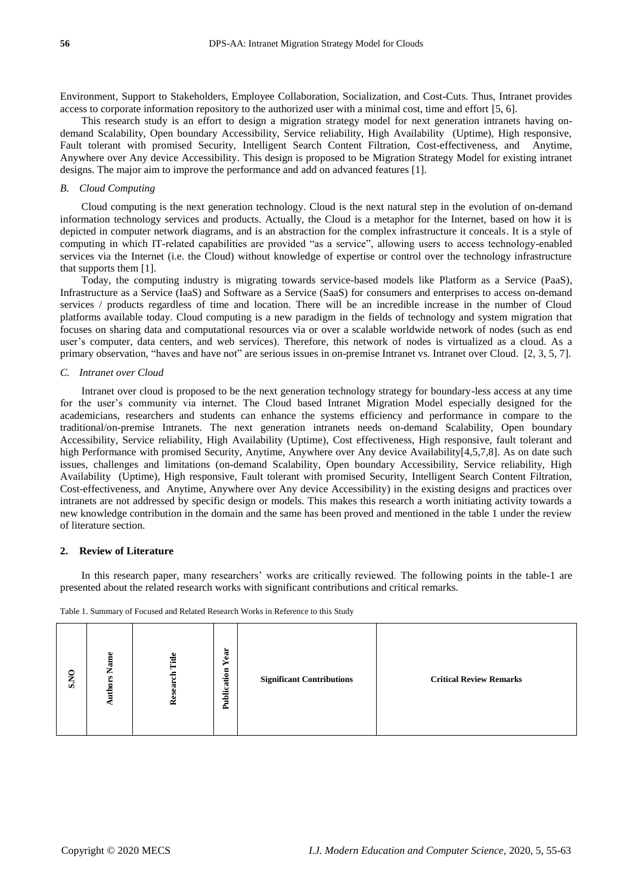Environment, Support to Stakeholders, Employee Collaboration, Socialization, and Cost-Cuts. Thus, Intranet provides access to corporate information repository to the authorized user with a minimal cost, time and effort [5, 6].

This research study is an effort to design a migration strategy model for next generation intranets having on-demand Scalability, Open boundary Accessibility, Service reliability, High Availability (Uptime), High responsive, Fault tolerant with promised Security, Intelligent Search Content Filtration, Cost-effectiveness, and Anytime, Anywhere over Any device Accessibility. This design is proposed to be Migration Strategy Model for existing intranet designs. The major aim to improve the performance and add on advanced features [1].

### *B. Cloud Computing*

Cloud computing is the next generation technology. Cloud is the next natural step in the evolution of on-demand information technology services and products. Actually, the Cloud is a metaphor for the Internet, based on how it is depicted in computer network diagrams, and is an abstraction for the complex infrastructure it conceals. It is a style of computing in which IT-related capabilities are provided "as a service", allowing users to access technology-enabled services via the Internet (i.e. the Cloud) without knowledge of expertise or control over the technology infrastructure that supports them [1].

Today, the computing industry is migrating towards service-based models like Platform as a Service (PaaS), Infrastructure as a Service (IaaS) and Software as a Service (SaaS) for consumers and enterprises to access on-demand services / products regardless of time and location. There will be an incredible increase in the number of Cloud platforms available today. Cloud computing is a new paradigm in the fields of technology and system migration that focuses on sharing data and computational resources via or over a scalable worldwide network of nodes (such as end user's computer, data centers, and web services). Therefore, this network of nodes is virtualized as a cloud. As a primary observation, "haves and have not" are serious issues in on-premise Intranet vs. Intranet over Cloud. [2, 3, 5, 7].

### *C. Intranet over Cloud*

Intranet over cloud is proposed to be the next generation technology strategy for boundary-less access at any time for the user's community via internet. The Cloud based Intranet Migration Model especially designed for the academicians, researchers and students can enhance the systems efficiency and performance in compare to the traditional/on-premise Intranets. The next generation intranets needs on-demand Scalability, Open boundary Accessibility, Service reliability, High Availability (Uptime), Cost effectiveness, High responsive, fault tolerant and high Performance with promised Security, Anytime, Anywhere over Any device Availability[4,5,7,8]. As on date such issues, challenges and limitations (on-demand Scalability, Open boundary Accessibility, Service reliability, High Availability (Uptime), High responsive, Fault tolerant with promised Security, Intelligent Search Content Filtration, Cost-effectiveness, and Anytime, Anywhere over Any device Accessibility) in the existing designs and practices over intranets are not addressed by specific design or models. This makes this research a worth initiating activity towards a new knowledge contribution in the domain and the same has been proved and mentioned in the table 1 under the review of literature section.

## 2. Review of Literature

In this research paper, many researchers' works are critically reviewed. The following points in the table-1 are presented about the related research works with significant contributions and critical remarks.

Table 1. Summary of Focused and Related Research Works in Reference to this Study

| S.NO | Authors Name | Research Title | Publication Year | Significant Contributions | Critical Review Remarks |
|---|---|---|---|---|---|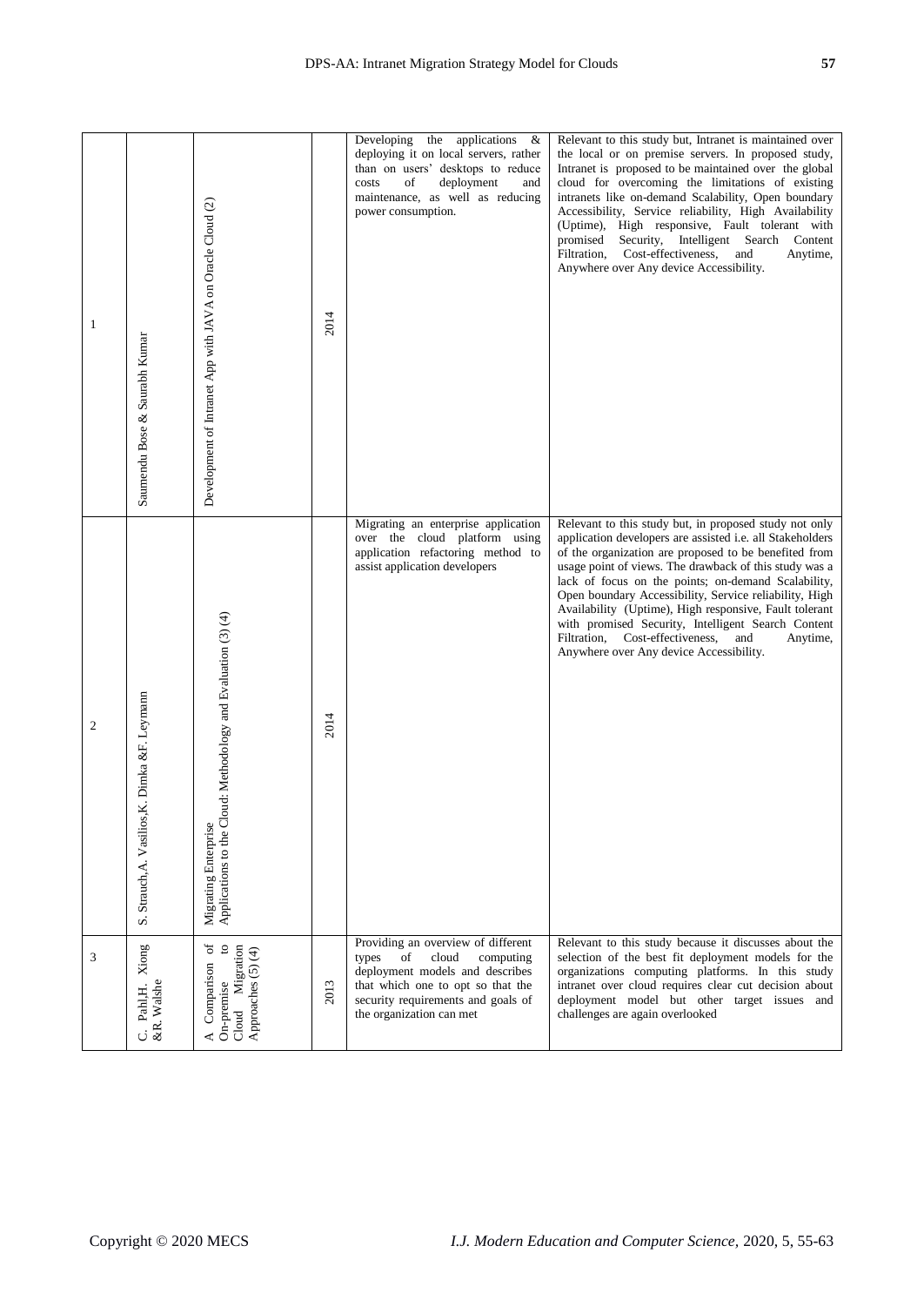| 1 | Saumendu Bose & Saurabh Kumar | Development of Intranet App with JAVA on Oracle Cloud (2) | 2014 | Developing the applications & deploying it on local servers, rather than on users' desktops to reduce costs of deployment and maintenance, as well as reducing power consumption. | Relevant to this study but, Intranet is maintained over the local or on premise servers. In proposed study, Intranet is proposed to be maintained over the global cloud for overcoming the limitations of existing intranets like on-demand Scalability, Open boundary Accessibility, Service reliability, High Availability (Uptime), High responsive, Fault tolerant with promised Security, Intelligent Search Content Filtration, Cost-effectiveness, and Anytime, Anywhere over Any device Accessibility. |
|---|---|---|---|---|---|
| 2 | S. Strauch,A. Vasilios,K. Dimka &F. Leymann | Migrating Enterprise Applications to the Cloud: Methodology and Evaluation (3) (4) | 2014 | Migrating an enterprise application over the cloud platform using application refactoring method to assist application developers | Relevant to this study but, in proposed study not only application developers are assisted i.e. all Stakeholders of the organization are proposed to be benefited from usage point of views. The drawback of this study was a lack of focus on the points; on-demand Scalability, Open boundary Accessibility, Service reliability, High Availability (Uptime), High responsive, Fault tolerant with promised Security, Intelligent Search Content Filtration, Cost-effectiveness, and Anytime, Anywhere over Any device Accessibility. |
| 3 | C. Pahl.H. Xiong &R. Walshe | A Comparison of On-premise to Cloud Migration Approaches (5) (4) | 2013 | Providing an overview of different types of cloud computing deployment models and describes that which one to opt so that the security requirements and goals of the organization can met | Relevant to this study because it discusses about the selection of the best fit deployment models for the organizations computing platforms. In this study intranet over cloud requires clear cut decision about deployment model but other target issues and challenges are again overlooked |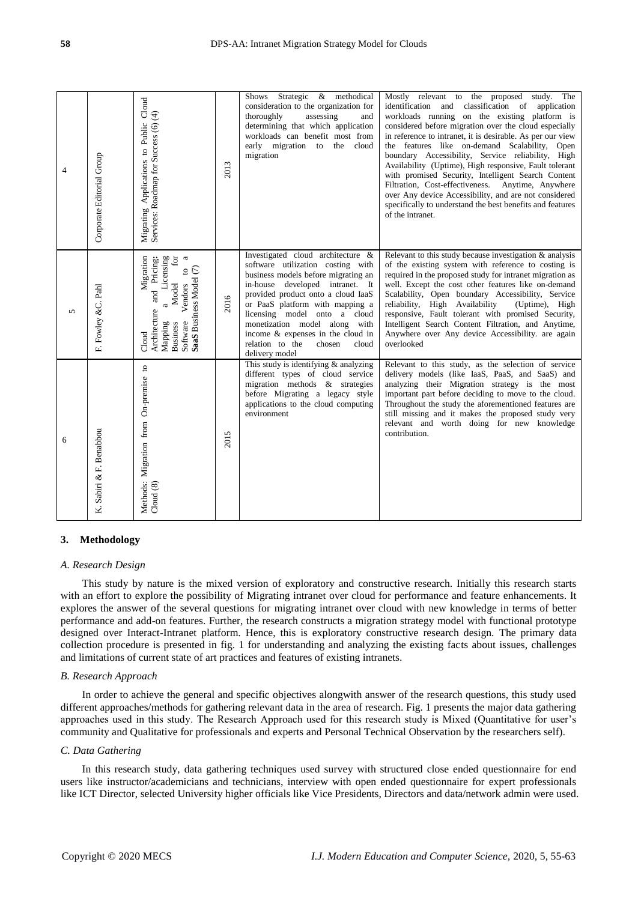| 4 | Corporate Editorial Group | Migrating Applications to Public Cloud Services: Roadmap for Success (6) (4) | 2013 | Shows Strategic & methodical consideration to the organization for thoroughly assessing and determining that which application workloads can benefit most from early migration to the cloud migration | Mostly relevant to the proposed study. The identification and classification of application workloads running on the existing platform is considered before migration over the cloud especially in reference to intranet, it is desirable. As per our view the features like on-demand Scalability, Open boundary Accessibility, Service reliability, High Availability (Uptime), High responsive, Fault tolerant with promised Security, Intelligent Search Content Filtration, Cost-effectiveness. Anytime, Anywhere over Any device Accessibility, and are not considered specifically to understand the best benefits and features of the intranet. |
|---|---|---|---|---|---|
| 5 | F. Fowley &C. Pahl | Cloud Migration Architecture and Pricing: Mapping a Licensing Business Model for Software Vendors to a **SaaS** Business Model (7) | 2016 | Investigated cloud architecture & software utilization costing with business models before migrating an in-house developed intranet. It provided product onto a cloud IaaS or PaaS platform with mapping a licensing model onto a cloud monetization model along with income & expenses in the cloud in relation to the chosen cloud delivery model | Relevant to this study because investigation & analysis of the existing system with reference to costing is required in the proposed study for intranet migration as well. Except the cost other features like on-demand Scalability, Open boundary Accessibility, Service reliability, High Availability (Uptime), High responsive, Fault tolerant with promised Security, Intelligent Search Content Filtration, and Anytime, Anywhere over Any device Accessibility. are again overlooked |
| 6 | K. Sabiri & F. Benabbou | Methods: Migration from On-premise to Cloud (8) | 2015 | This study is identifying & analyzing different types of cloud service migration methods & strategies before Migrating a legacy style applications to the cloud computing environment | Relevant to this study, as the selection of service delivery models (like IaaS, PaaS, and SaaS) and analyzing their Migration strategy is the most important part before deciding to move to the cloud. Throughout the study the aforementioned features are still missing and it makes the proposed study very relevant and worth doing for new knowledge contribution. |

## 3. Methodology

### *A. Research Design*

This study by nature is the mixed version of exploratory and constructive research. Initially this research starts with an effort to explore the possibility of Migrating intranet over cloud for performance and feature enhancements. It explores the answer of the several questions for migrating intranet over cloud with new knowledge in terms of better performance and add-on features. Further, the research constructs a migration strategy model with functional prototype designed over Interact-Intranet platform. Hence, this is exploratory constructive research design. The primary data collection procedure is presented in fig. 1 for understanding and analyzing the existing facts about issues, challenges and limitations of current state of art practices and features of existing intranets.

### *B. Research Approach*

In order to achieve the general and specific objectives alongwith answer of the research questions, this study used different approaches/methods for gathering relevant data in the area of research. Fig. 1 presents the major data gathering approaches used in this study. The Research Approach used for this research study is Mixed (Quantitative for user's community and Qualitative for professionals and experts and Personal Technical Observation by the researchers self).

### *C. Data Gathering*

In this research study, data gathering techniques used survey with structured close ended questionnaire for end users like instructor/academicians and technicians, interview with open ended questionnaire for expert professionals like ICT Director, selected University higher officials like Vice Presidents, Directors and data/network admin were used.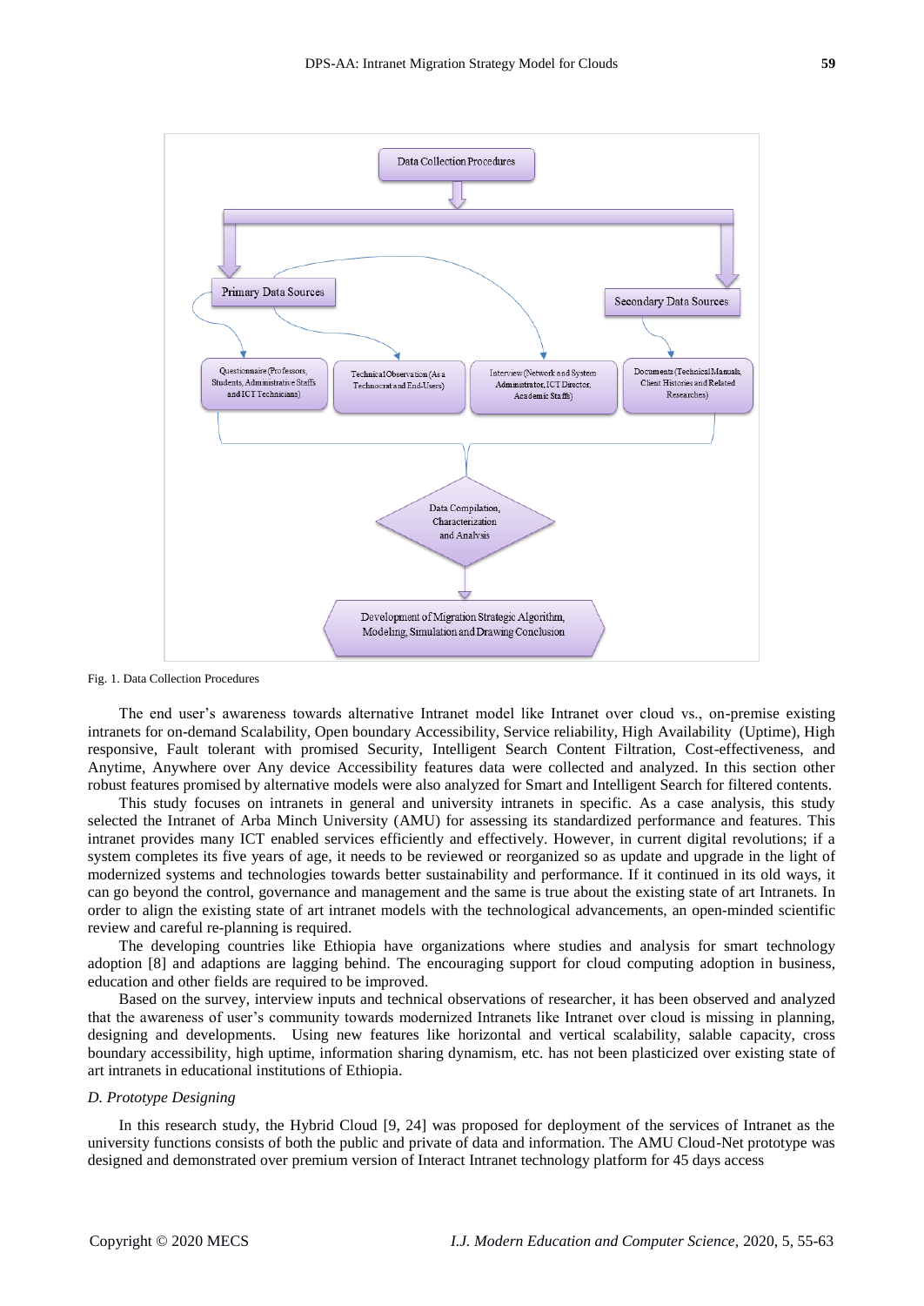Fig. 1. Data Collection Procedures

The end user's awareness towards alternative Intranet model like Intranet over cloud vs., on-premise existing intranets for on-demand Scalability, Open boundary Accessibility, Service reliability, High Availability (Uptime), High responsive, Fault tolerant with promised Security, Intelligent Search Content Filtration, Cost-effectiveness, and Anytime, Anywhere over Any device Accessibility features data were collected and analyzed. In this section other robust features promised by alternative models were also analyzed for Smart and Intelligent Search for filtered contents.

This study focuses on intranets in general and university intranets in specific. As a case analysis, this study selected the Intranet of Arba Minch University (AMU) for assessing its standardized performance and features. This intranet provides many ICT enabled services efficiently and effectively. However, in current digital revolutions; if a system completes its five years of age, it needs to be reviewed or reorganized so as update and upgrade in the light of modernized systems and technologies towards better sustainability and performance. If it continued in its old ways, it can go beyond the control, governance and management and the same is true about the existing state of art Intranets. In order to align the existing state of art intranet models with the technological advancements, an open-minded scientific review and careful re-planning is required.

The developing countries like Ethiopia have organizations where studies and analysis for smart technology adoption [8] and adaptions are lagging behind. The encouraging support for cloud computing adoption in business, education and other fields are required to be improved.

Based on the survey, interview inputs and technical observations of researcher, it has been observed and analyzed that the awareness of user's community towards modernized Intranets like Intranet over cloud is missing in planning, designing and developments. Using new features like horizontal and vertical scalability, salable capacity, cross boundary accessibility, high uptime, information sharing dynamism, etc. has not been plasticized over existing state of art intranets in educational institutions of Ethiopia.

### *D. Prototype Designing*

In this research study, the Hybrid Cloud [9, 24] was proposed for deployment of the services of Intranet as the university functions consists of both the public and private of data and information. The AMU Cloud-Net prototype was designed and demonstrated over premium version of Interact Intranet technology platform for 45 days access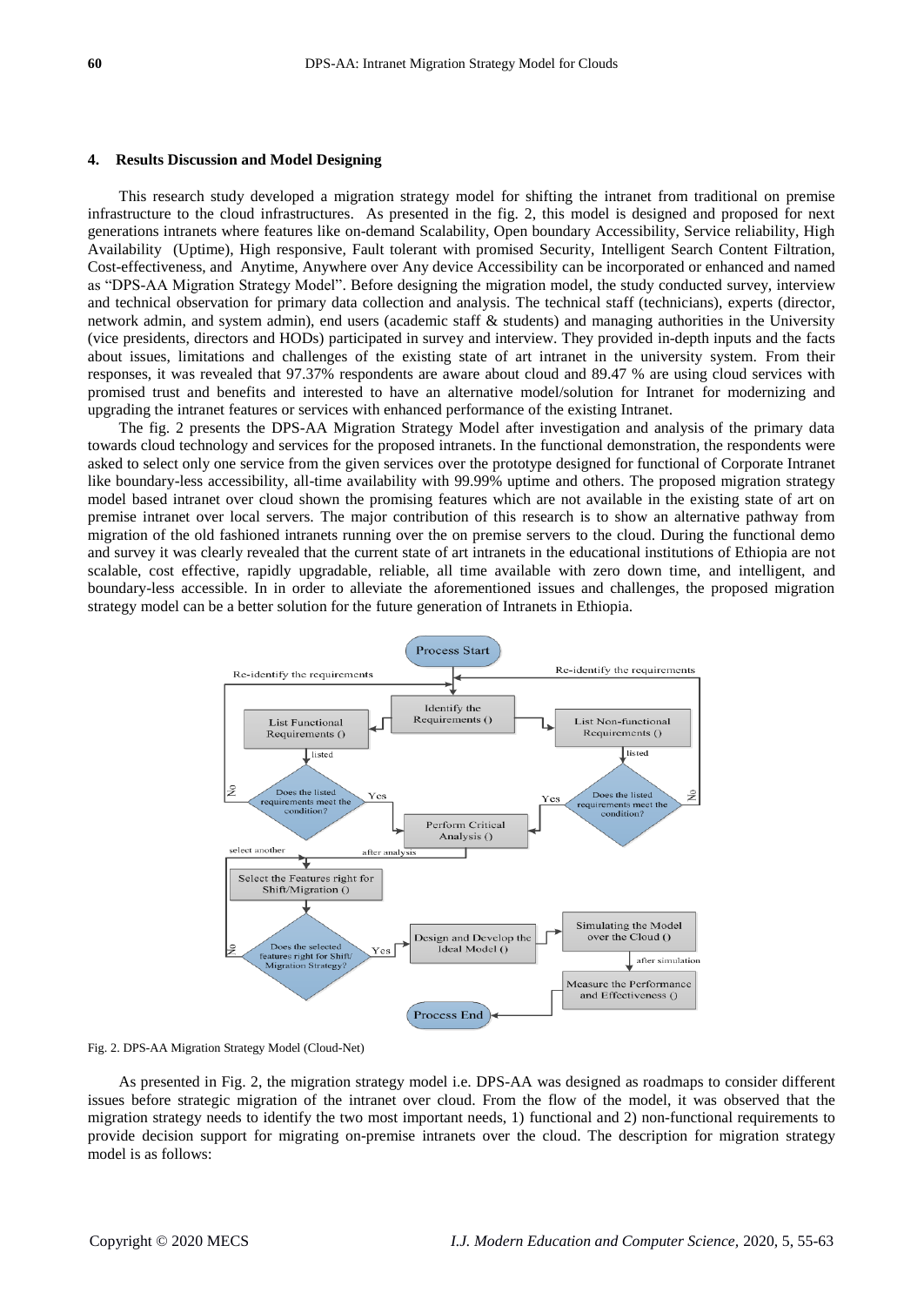## 4. Results Discussion and Model Designing

This research study developed a migration strategy model for shifting the intranet from traditional on premise infrastructure to the cloud infrastructures. As presented in the fig. 2, this model is designed and proposed for next generations intranets where features like on-demand Scalability, Open boundary Accessibility, Service reliability, High Availability (Uptime), High responsive, Fault tolerant with promised Security, Intelligent Search Content Filtration, Cost-effectiveness, and Anytime, Anywhere over Any device Accessibility can be incorporated or enhanced and named as "DPS-AA Migration Strategy Model". Before designing the migration model, the study conducted survey, interview and technical observation for primary data collection and analysis. The technical staff (technicians), experts (director, network admin, and system admin), end users (academic staff & students) and managing authorities in the University (vice presidents, directors and HODs) participated in survey and interview. They provided in-depth inputs and the facts about issues, limitations and challenges of the existing state of art intranet in the university system. From their responses, it was revealed that 97.37% respondents are aware about cloud and 89.47 % are using cloud services with promised trust and benefits and interested to have an alternative model/solution for Intranet for modernizing and upgrading the intranet features or services with enhanced performance of the existing Intranet.

The fig. 2 presents the DPS-AA Migration Strategy Model after investigation and analysis of the primary data towards cloud technology and services for the proposed intranets. In the functional demonstration, the respondents were asked to select only one service from the given services over the prototype designed for functional of Corporate Intranet like boundary-less accessibility, all-time availability with 99.99% uptime and others. The proposed migration strategy model based intranet over cloud shown the promising features which are not available in the existing state of art on premise intranet over local servers. The major contribution of this research is to show an alternative pathway from migration of the old fashioned intranets running over the on premise servers to the cloud. During the functional demo and survey it was clearly revealed that the current state of art intranets in the educational institutions of Ethiopia are not scalable, cost effective, rapidly upgradable, reliable, all time available with zero down time, and intelligent, and boundary-less accessible. In in order to alleviate the aforementioned issues and challenges, the proposed migration strategy model can be a better solution for the future generation of Intranets in Ethiopia.

Fig. 2. DPS-AA Migration Strategy Model (Cloud-Net)

As presented in Fig. 2, the migration strategy model i.e. DPS-AA was designed as roadmaps to consider different issues before strategic migration of the intranet over cloud. From the flow of the model, it was observed that the migration strategy needs to identify the two most important needs, 1) functional and 2) non-functional requirements to provide decision support for migrating on-premise intranets over the cloud. The description for migration strategy model is as follows: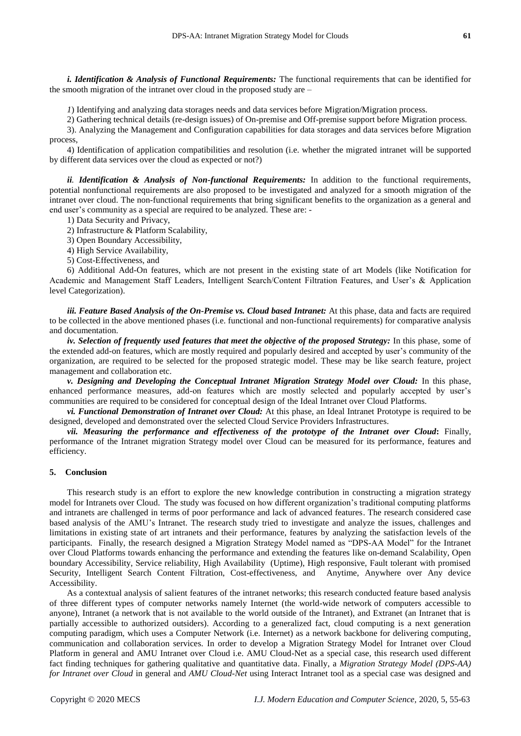***i. Identification & Analysis of Functional Requirements:*** The functional requirements that can be identified for the smooth migration of the intranet over cloud in the proposed study are –

*1*) Identifying and analyzing data storages needs and data services before Migration/Migration process.

2) Gathering technical details (re-design issues) of On-premise and Off-premise support before Migration process.

3). Analyzing the Management and Configuration capabilities for data storages and data services before Migration process,

4) Identification of application compatibilities and resolution (i.e. whether the migrated intranet will be supported by different data services over the cloud as expected or not?)

***ii. Identification & Analysis of Non-functional Requirements:*** In addition to the functional requirements, potential nonfunctional requirements are also proposed to be investigated and analyzed for a smooth migration of the intranet over cloud. The non-functional requirements that bring significant benefits to the organization as a general and end user's community as a special are required to be analyzed. These are: -

1) Data Security and Privacy,

2) Infrastructure & Platform Scalability,

3) Open Boundary Accessibility,

4) High Service Availability,

5) Cost-Effectiveness, and

6) Additional Add-On features, which are not present in the existing state of art Models (like Notification for Academic and Management Staff Leaders, Intelligent Search/Content Filtration Features, and User's & Application level Categorization).

***iii. Feature Based Analysis of the On-Premise vs. Cloud based Intranet:*** At this phase, data and facts are required to be collected in the above mentioned phases (i.e. functional and non-functional requirements) for comparative analysis and documentation.

***iv. Selection of frequently used features that meet the objective of the proposed Strategy:*** In this phase, some of the extended add-on features, which are mostly required and popularly desired and accepted by user's community of the organization, are required to be selected for the proposed strategic model. These may be like search feature, project management and collaboration etc.

***v. Designing and Developing the Conceptual Intranet Migration Strategy Model over Cloud:*** In this phase, enhanced performance measures, add-on features which are mostly selected and popularly accepted by user's communities are required to be considered for conceptual design of the Ideal Intranet over Cloud Platforms.

***vi. Functional Demonstration of Intranet over Cloud:*** At this phase, an Ideal Intranet Prototype is required to be designed, developed and demonstrated over the selected Cloud Service Providers Infrastructures.

***vii. Measuring the performance and effectiveness of the prototype of the Intranet over Cloud*:** Finally, performance of the Intranet migration Strategy model over Cloud can be measured for its performance, features and efficiency.

## 5. Conclusion

This research study is an effort to explore the new knowledge contribution in constructing a migration strategy model for Intranets over Cloud. The study was focused on how different organization's traditional computing platforms and intranets are challenged in terms of poor performance and lack of advanced features. The research considered case based analysis of the AMU's Intranet. The research study tried to investigate and analyze the issues, challenges and limitations in existing state of art intranets and their performance, features by analyzing the satisfaction levels of the participants. Finally, the research designed a Migration Strategy Model named as "DPS-AA Model" for the Intranet over Cloud Platforms towards enhancing the performance and extending the features like on-demand Scalability, Open boundary Accessibility, Service reliability, High Availability (Uptime), High responsive, Fault tolerant with promised Security, Intelligent Search Content Filtration, Cost-effectiveness, and Anytime, Anywhere over Any device Accessibility.

As a contextual analysis of salient features of the intranet networks; this research conducted feature based analysis of three different types of computer networks namely Internet (the world-wide network of computers accessible to anyone), Intranet (a network that is not available to the world outside of the Intranet), and Extranet (an Intranet that is partially accessible to authorized outsiders). According to a generalized fact, cloud computing is a next generation computing paradigm, which uses a Computer Network (i.e. Internet) as a network backbone for delivering computing, communication and collaboration services. In order to develop a Migration Strategy Model for Intranet over Cloud Platform in general and AMU Intranet over Cloud i.e. AMU Cloud-Net as a special case, this research used different fact finding techniques for gathering qualitative and quantitative data. Finally, a *Migration Strategy Model (DPS-AA) for Intranet over Cloud* in general and *AMU Cloud-Net* using Interact Intranet tool as a special case was designed and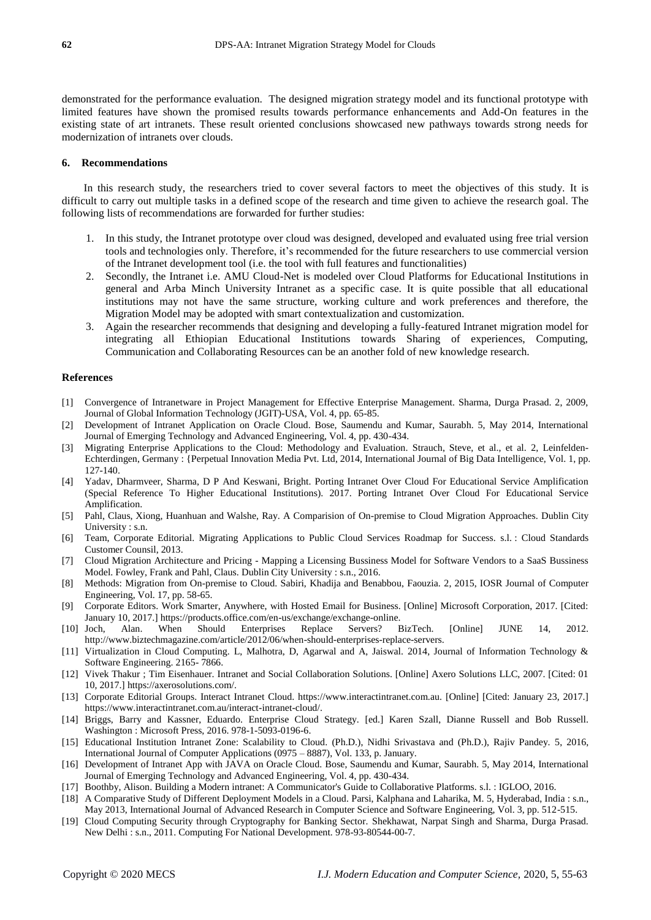demonstrated for the performance evaluation. The designed migration strategy model and its functional prototype with limited features have shown the promised results towards performance enhancements and Add-On features in the existing state of art intranets. These result oriented conclusions showcased new pathways towards strong needs for modernization of intranets over clouds.

## 6. Recommendations

In this research study, the researchers tried to cover several factors to meet the objectives of this study. It is difficult to carry out multiple tasks in a defined scope of the research and time given to achieve the research goal. The following lists of recommendations are forwarded for further studies:

1. In this study, the Intranet prototype over cloud was designed, developed and evaluated using free trial version tools and technologies only. Therefore, it's recommended for the future researchers to use commercial version of the Intranet development tool (i.e. the tool with full features and functionalities)
2. Secondly, the Intranet i.e. AMU Cloud-Net is modeled over Cloud Platforms for Educational Institutions in general and Arba Minch University Intranet as a specific case. It is quite possible that all educational institutions may not have the same structure, working culture and work preferences and therefore, the Migration Model may be adopted with smart contextualization and customization.
3. Again the researcher recommends that designing and developing a fully-featured Intranet migration model for integrating all Ethiopian Educational Institutions towards Sharing of experiences, Computing, Communication and Collaborating Resources can be an another fold of new knowledge research.

## References

[1] Convergence of Intranetware in Project Management for Effective Enterprise Management. Sharma, Durga Prasad. 2, 2009, Journal of Global Information Technology (JGIT)-USA, Vol. 4, pp. 65-85.

[2] Development of Intranet Application on Oracle Cloud. Bose, Saumendu and Kumar, Saurabh. 5, May 2014, International Journal of Emerging Technology and Advanced Engineering, Vol. 4, pp. 430-434.

[3] Migrating Enterprise Applications to the Cloud: Methodology and Evaluation. Strauch, Steve, et al., et al. 2, Leinfelden-Echterdingen, Germany : {Perpetual Innovation Media Pvt. Ltd, 2014, International Journal of Big Data Intelligence, Vol. 1, pp. 127-140.

[4] Yadav, Dharmveer, Sharma, D P And Keswani, Bright. Porting Intranet Over Cloud For Educational Service Amplification (Special Reference To Higher Educational Institutions). 2017. Porting Intranet Over Cloud For Educational Service Amplification.

[5] Pahl, Claus, Xiong, Huanhuan and Walshe, Ray. A Comparision of On-premise to Cloud Migration Approaches. Dublin City University : s.n.

[6] Team, Corporate Editorial. Migrating Applications to Public Cloud Services Roadmap for Success. s.l. : Cloud Standards Customer Counsil, 2013.

[7] Cloud Migration Architecture and Pricing - Mapping a Licensing Bussiness Model for Software Vendors to a SaaS Bussiness Model. Fowley, Frank and Pahl, Claus. Dublin City University : s.n., 2016.

[8] Methods: Migration from On-premise to Cloud. Sabiri, Khadija and Benabbou, Faouzia. 2, 2015, IOSR Journal of Computer Engineering, Vol. 17, pp. 58-65.

[9] Corporate Editors. Work Smarter, Anywhere, with Hosted Email for Business. [Online] Microsoft Corporation, 2017. [Cited: January 10, 2017.] https://products.office.com/en-us/exchange/exchange-online.

[10] Joch, Alan. When Should Enterprises Replace Servers? BizTech. [Online] JUNE 14, 2012. http://www.biztechmagazine.com/article/2012/06/when-should-enterprises-replace-servers.

[11] Virtualization in Cloud Computing. L, Malhotra, D, Agarwal and A, Jaiswal. 2014, Journal of Information Technology & Software Engineering. 2165- 7866.

[12] Vivek Thakur ; Tim Eisenhauer. Intranet and Social Collaboration Solutions. [Online] Axero Solutions LLC, 2007. [Cited: 01 10, 2017.] https://axerosolutions.com/.

[13] Corporate Editorial Groups. Interact Intranet Cloud. https://www.interactintranet.com.au. [Online] [Cited: January 23, 2017.] https://www.interactintranet.com.au/interact-intranet-cloud/.

[14] Briggs, Barry and Kassner, Eduardo. Enterprise Cloud Strategy. [ed.] Karen Szall, Dianne Russell and Bob Russell. Washington : Microsoft Press, 2016. 978-1-5093-0196-6.

[15] Educational Institution Intranet Zone: Scalability to Cloud. (Ph.D.), Nidhi Srivastava and (Ph.D.), Rajiv Pandey. 5, 2016, International Journal of Computer Applications (0975 – 8887), Vol. 133, p. January.

[16] Development of Intranet App with JAVA on Oracle Cloud. Bose, Saumendu and Kumar, Saurabh. 5, May 2014, International Journal of Emerging Technology and Advanced Engineering, Vol. 4, pp. 430-434.

[17] Boothby, Alison. Building a Modern intranet: A Communicator's Guide to Collaborative Platforms. s.l. : IGLOO, 2016.

[18] A Comparative Study of Different Deployment Models in a Cloud. Parsi, Kalphana and Laharika, M. 5, Hyderabad, India : s.n., May 2013, International Journal of Advanced Research in Computer Science and Software Engineering, Vol. 3, pp. 512-515.

[19] Cloud Computing Security through Cryptography for Banking Sector. Shekhawat, Narpat Singh and Sharma, Durga Prasad. New Delhi : s.n., 2011. Computing For National Development. 978-93-80544-00-7.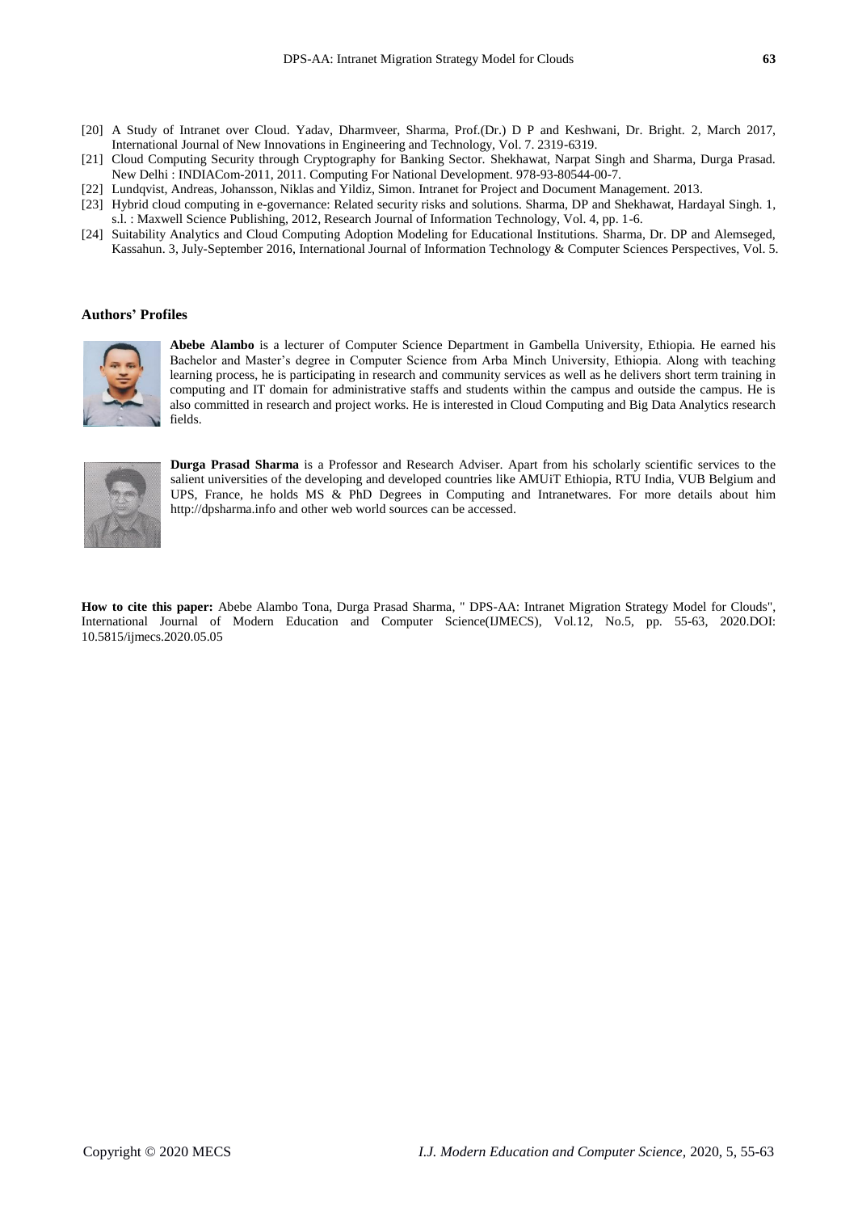[20] A Study of Intranet over Cloud. Yadav, Dharmveer, Sharma, Prof.(Dr.) D P and Keshwani, Dr. Bright. 2, March 2017, International Journal of New Innovations in Engineering and Technology, Vol. 7. 2319-6319.

[21] Cloud Computing Security through Cryptography for Banking Sector. Shekhawat, Narpat Singh and Sharma, Durga Prasad. New Delhi : INDIACom-2011, 2011. Computing For National Development. 978-93-80544-00-7.

[22] Lundqvist, Andreas, Johansson, Niklas and Yildiz, Simon. Intranet for Project and Document Management. 2013.

[23] Hybrid cloud computing in e-governance: Related security risks and solutions. Sharma, DP and Shekhawat, Hardayal Singh. 1, s.l. : Maxwell Science Publishing, 2012, Research Journal of Information Technology, Vol. 4, pp. 1-6.

[24] Suitability Analytics and Cloud Computing Adoption Modeling for Educational Institutions. Sharma, Dr. DP and Alemseged, Kassahun. 3, July-September 2016, International Journal of Information Technology & Computer Sciences Perspectives, Vol. 5.

### Authors' Profiles

**Abebe Alambo** is a lecturer of Computer Science Department in Gambella University, Ethiopia. He earned his Bachelor and Master's degree in Computer Science from Arba Minch University, Ethiopia. Along with teaching learning process, he is participating in research and community services as well as he delivers short term training in computing and IT domain for administrative staffs and students within the campus and outside the campus. He is also committed in research and project works. He is interested in Cloud Computing and Big Data Analytics research fields.

**Durga Prasad Sharma** is a Professor and Research Adviser. Apart from his scholarly scientific services to the salient universities of the developing and developed countries like AMUiT Ethiopia, RTU India, VUB Belgium and UPS, France, he holds MS & PhD Degrees in Computing and Intranetwares. For more details about him http://dpsharma.info and other web world sources can be accessed.

**How to cite this paper:** Abebe Alambo Tona, Durga Prasad Sharma, " DPS-AA: Intranet Migration Strategy Model for Clouds", International Journal of Modern Education and Computer Science(IJMECS), Vol.12, No.5, pp. 55-63, 2020.DOI: 10.5815/ijmecs.2020.05.05